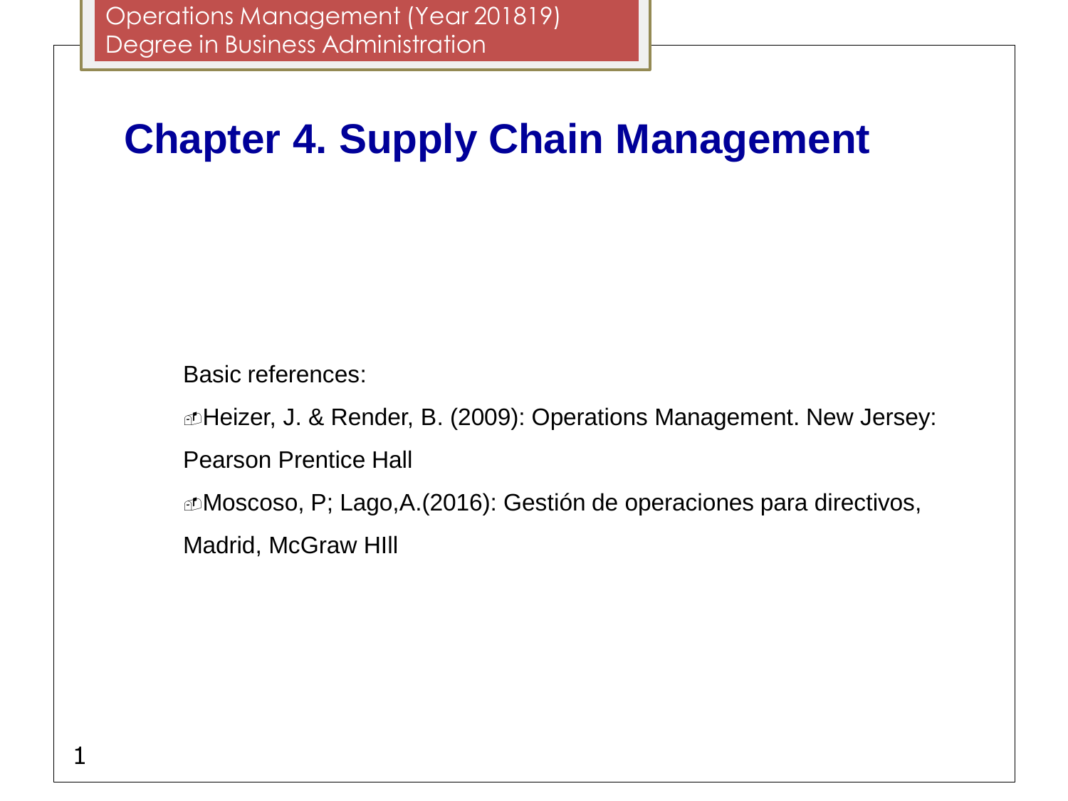Operations Management (Year 201819)
Degree in Business Administration

# Chapter 4. Supply Chain Management

Basic references:

- Heizer, J. & Render, B. (2009): Operations Management. New Jersey: Pearson Prentice Hall
- Moscoso, P; Lago,A.(2016): Gestión de operaciones para directivos, Madrid, McGraw HIll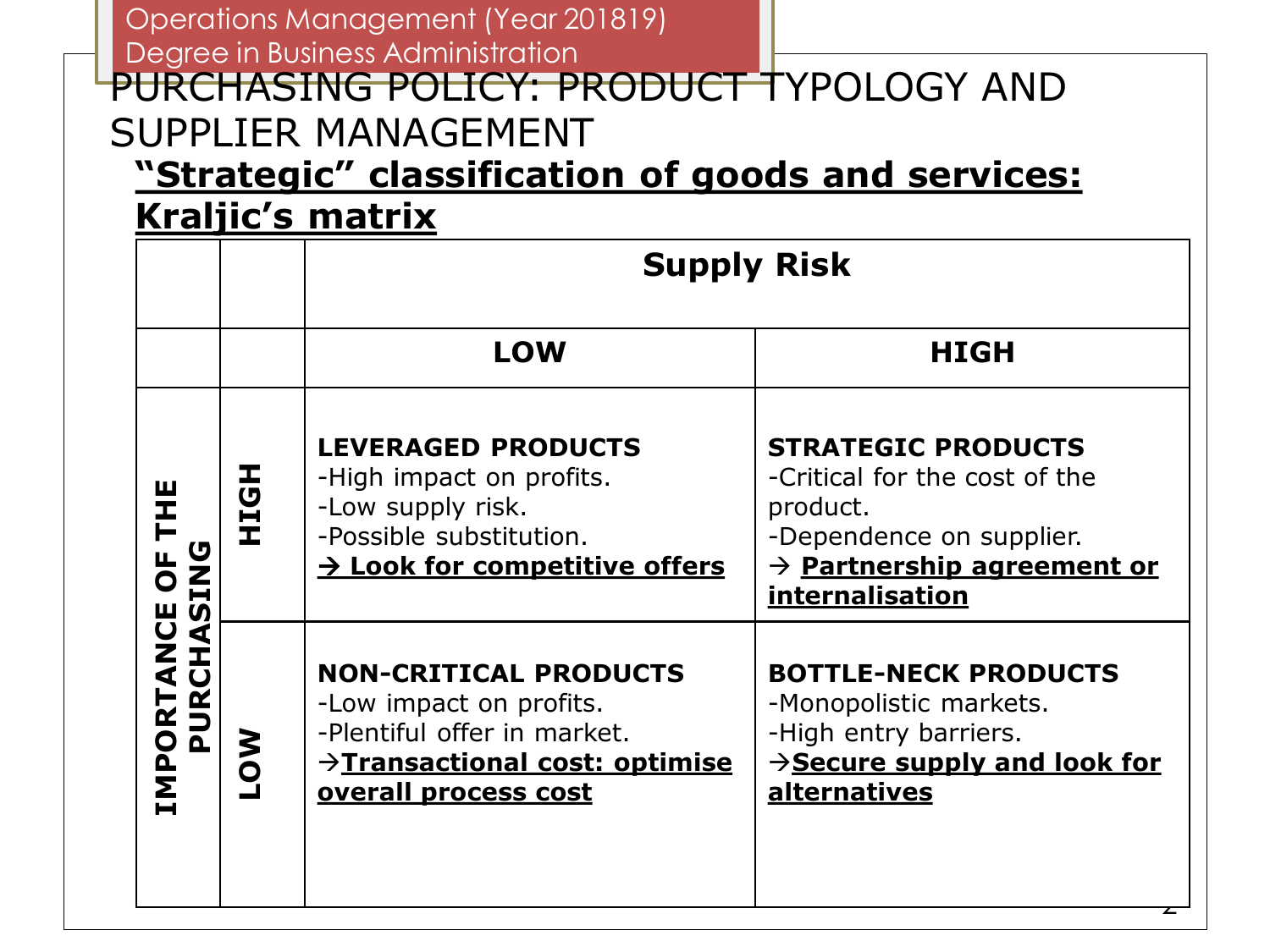# PURCHASING POLICY: PRODUCT TYPOLOGY AND SUPPLIER MANAGEMENT

## "Strategic" classification of goods and services: Kraljic's matrix

| | | Supply Risk | |
|---|---|---|---|
| | | **LOW** | **HIGH** |
| **IMPORTANCE OF THE PURCHASING** | **HIGH** | **LEVERAGED PRODUCTS**<br>-High impact on profits.<br>-Low supply risk.<br>-Possible substitution.<br>**→ Look for competitive offers** | **STRATEGIC PRODUCTS**<br>-Critical for the cost of the product.<br>-Dependence on supplier.<br>→ **Partnership agreement or internalisation** |
| | **LOW** | **NON-CRITICAL PRODUCTS**<br>-Low impact on profits.<br>-Plentiful offer in market.<br>→**Transactional cost: optimise overall process cost** | **BOTTLE-NECK PRODUCTS**<br>-Monopolistic markets.<br>-High entry barriers.<br>→**Secure supply and look for alternatives** |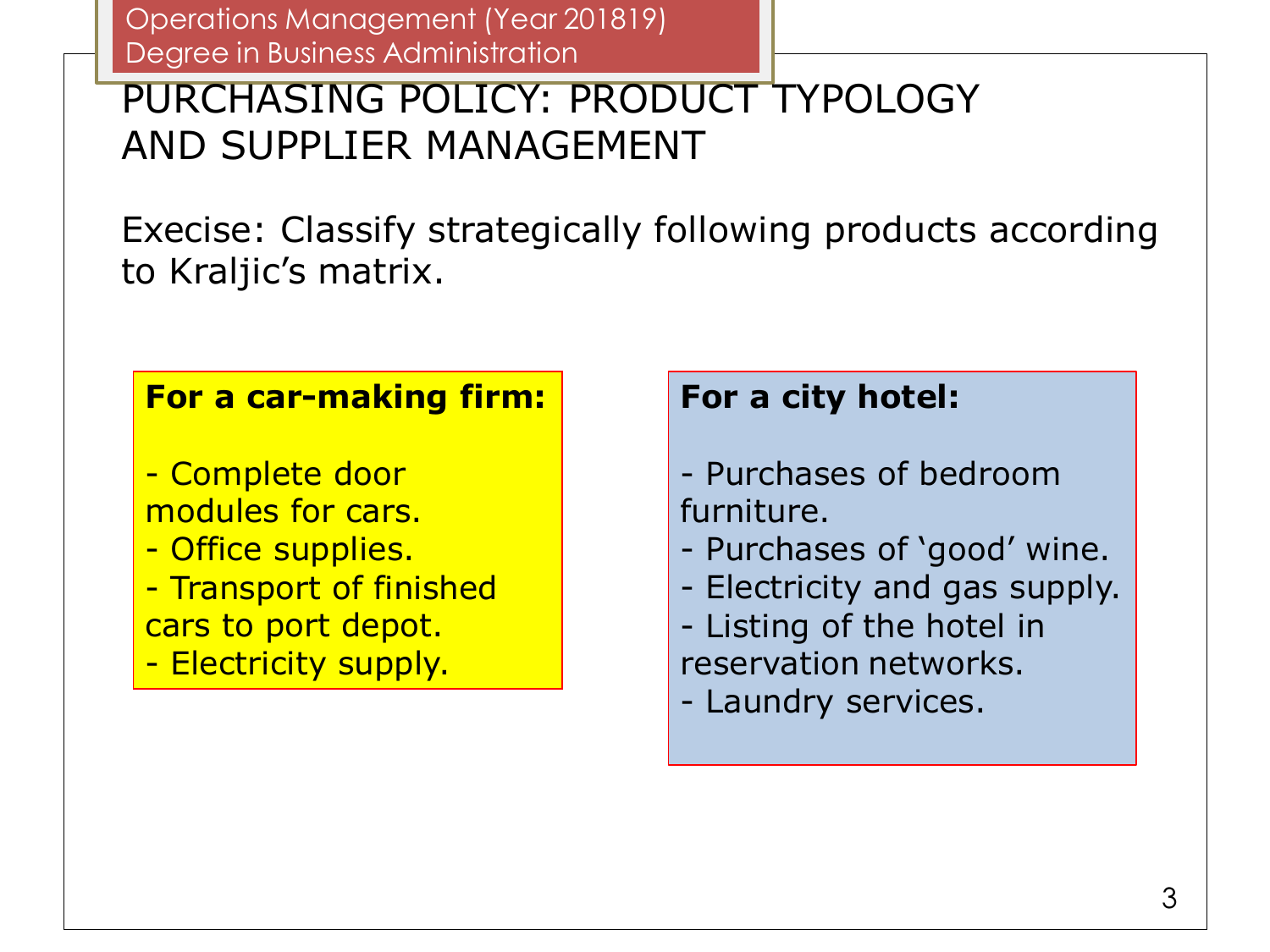# PURCHASING POLICY: PRODUCT TYPOLOGY AND SUPPLIER MANAGEMENT

Execise: Classify strategically following products according to Kraljic's matrix.

**For a car-making firm:**

- Complete door modules for cars.
- Office supplies.
- Transport of finished cars to port depot.
- Electricity supply.

**For a city hotel:**

- Purchases of bedroom furniture.
- Purchases of 'good' wine.
- Electricity and gas supply.
- Listing of the hotel in reservation networks.
- Laundry services.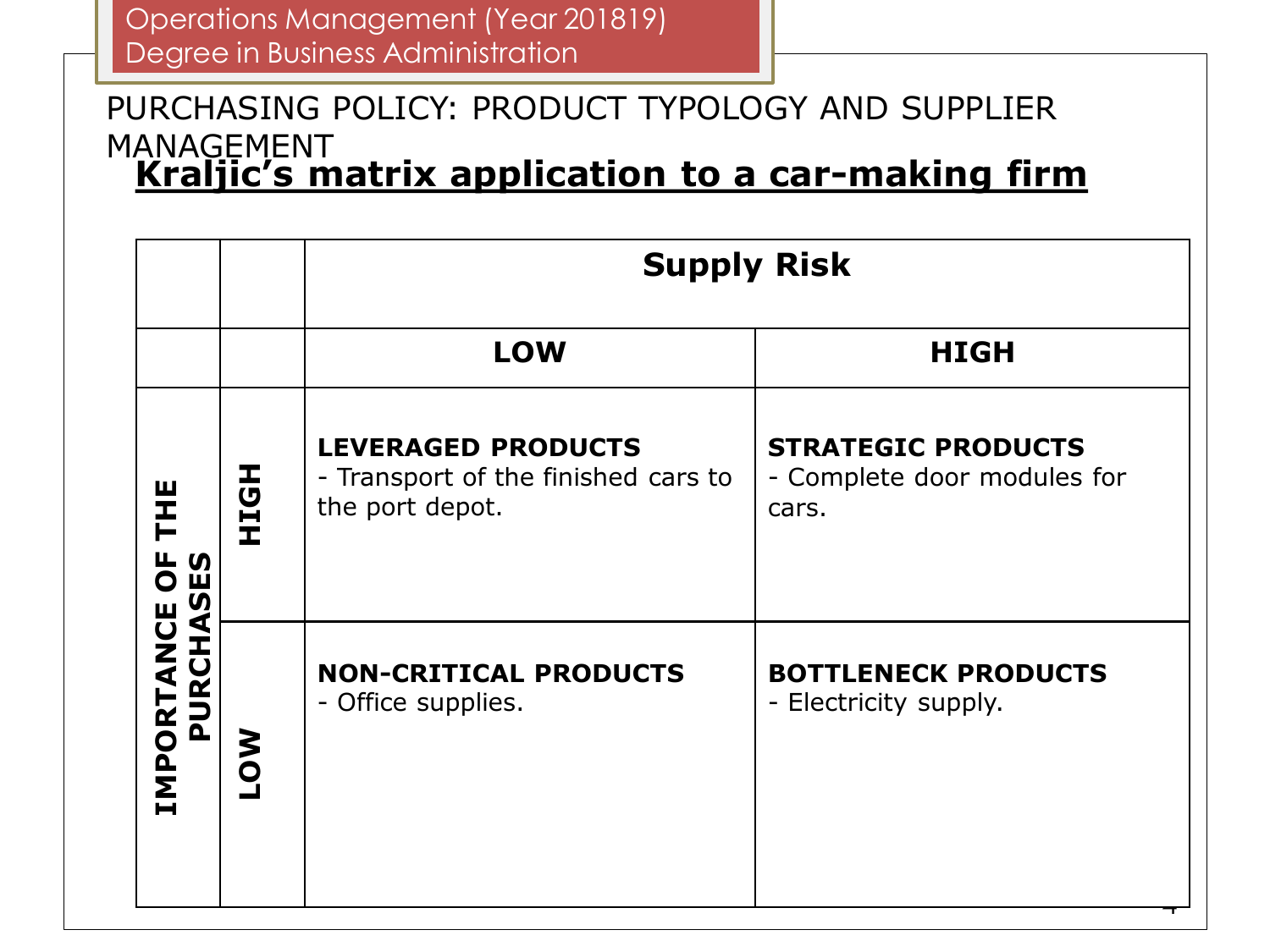PURCHASING POLICY: PRODUCT TYPOLOGY AND SUPPLIER MANAGEMENT

## Kraljic's matrix application to a car-making firm

| | | Supply Risk | |
|---|---|---|---|
| | | **LOW** | **HIGH** |
| **IMPORTANCE OF THE PURCHASES** | **HIGH** | **LEVERAGED PRODUCTS** - Transport of the finished cars to the port depot. | **STRATEGIC PRODUCTS** - Complete door modules for cars. |
| | **LOW** | **NON-CRITICAL PRODUCTS** - Office supplies. | **BOTTLENECK PRODUCTS** - Electricity supply. |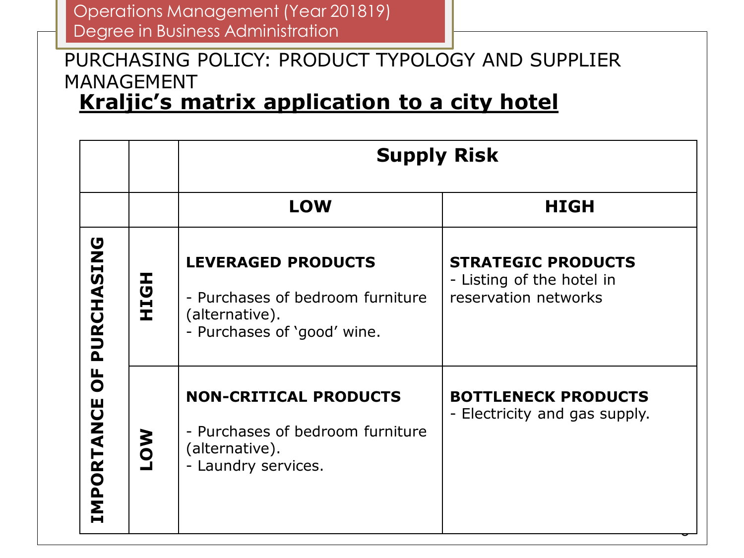PURCHASING POLICY: PRODUCT TYPOLOGY AND SUPPLIER MANAGEMENT

## Kraljic's matrix application to a city hotel

| | | Supply Risk | |
|---|---|---|---|
| | | **LOW** | **HIGH** |
| **IMPORTANCE OF PURCHASING** | **HIGH** | **LEVERAGED PRODUCTS**<br>- Purchases of bedroom furniture (alternative).<br>- Purchases of 'good' wine. | **STRATEGIC PRODUCTS**<br>- Listing of the hotel in reservation networks |
| | **LOW** | **NON-CRITICAL PRODUCTS**<br>- Purchases of bedroom furniture (alternative).<br>- Laundry services. | **BOTTLENECK PRODUCTS**<br>- Electricity and gas supply. |